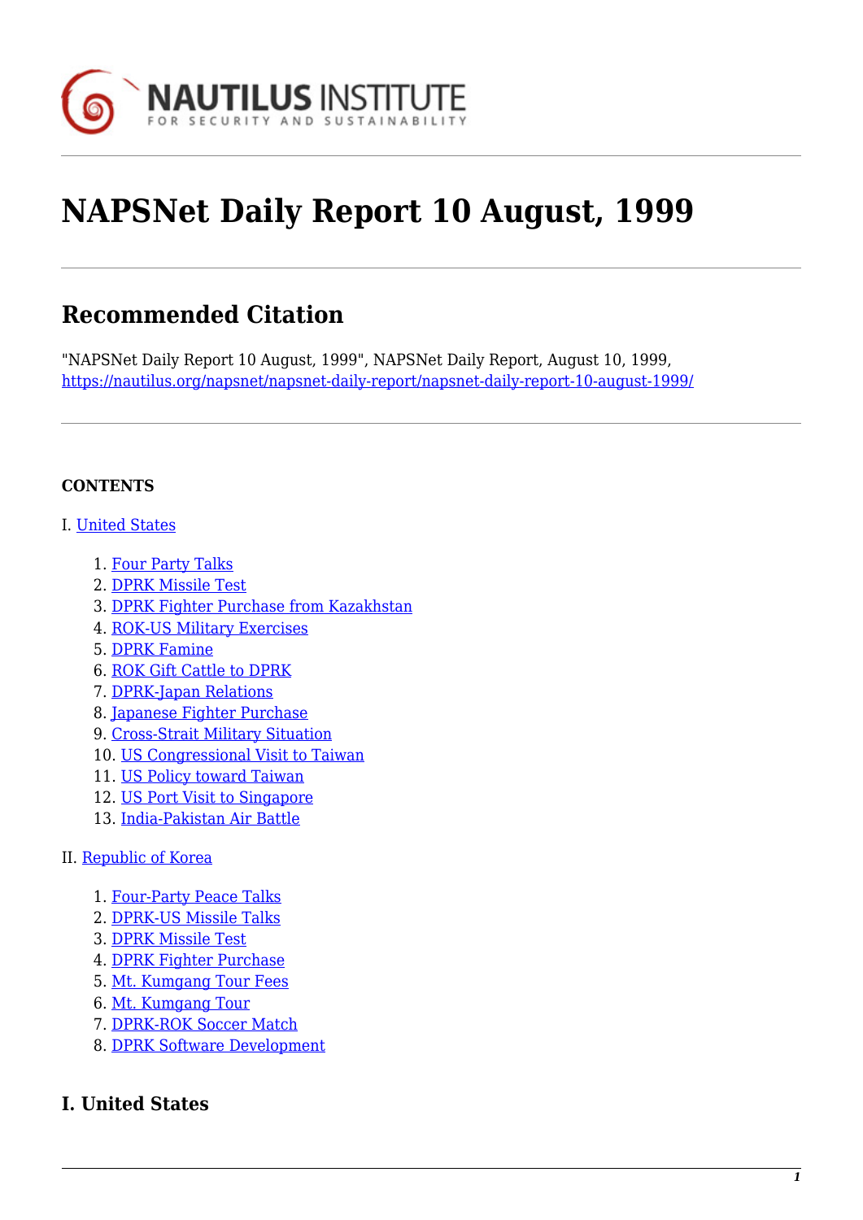# NAPSNet Daily Report 10 August, 1999

## Recommended Citation

"NAPSNet Daily Report 10 August, 1999", NAPSNet Daily Report, August 10, 1999, https://nautilus.org/napsnet/napsnet-daily-report/napsnet-daily-report-10-august-1999/

**CONTENTS**

I. United States

1. Four Party Talks
2. DPRK Missile Test
3. DPRK Fighter Purchase from Kazakhstan
4. ROK-US Military Exercises
5. DPRK Famine
6. ROK Gift Cattle to DPRK
7. DPRK-Japan Relations
8. Japanese Fighter Purchase
9. Cross-Strait Military Situation
10. US Congressional Visit to Taiwan
11. US Policy toward Taiwan
12. US Port Visit to Singapore
13. India-Pakistan Air Battle

II. Republic of Korea

1. Four-Party Peace Talks
2. DPRK-US Missile Talks
3. DPRK Missile Test
4. DPRK Fighter Purchase
5. Mt. Kumgang Tour Fees
6. Mt. Kumgang Tour
7. DPRK-ROK Soccer Match
8. DPRK Software Development

## I. United States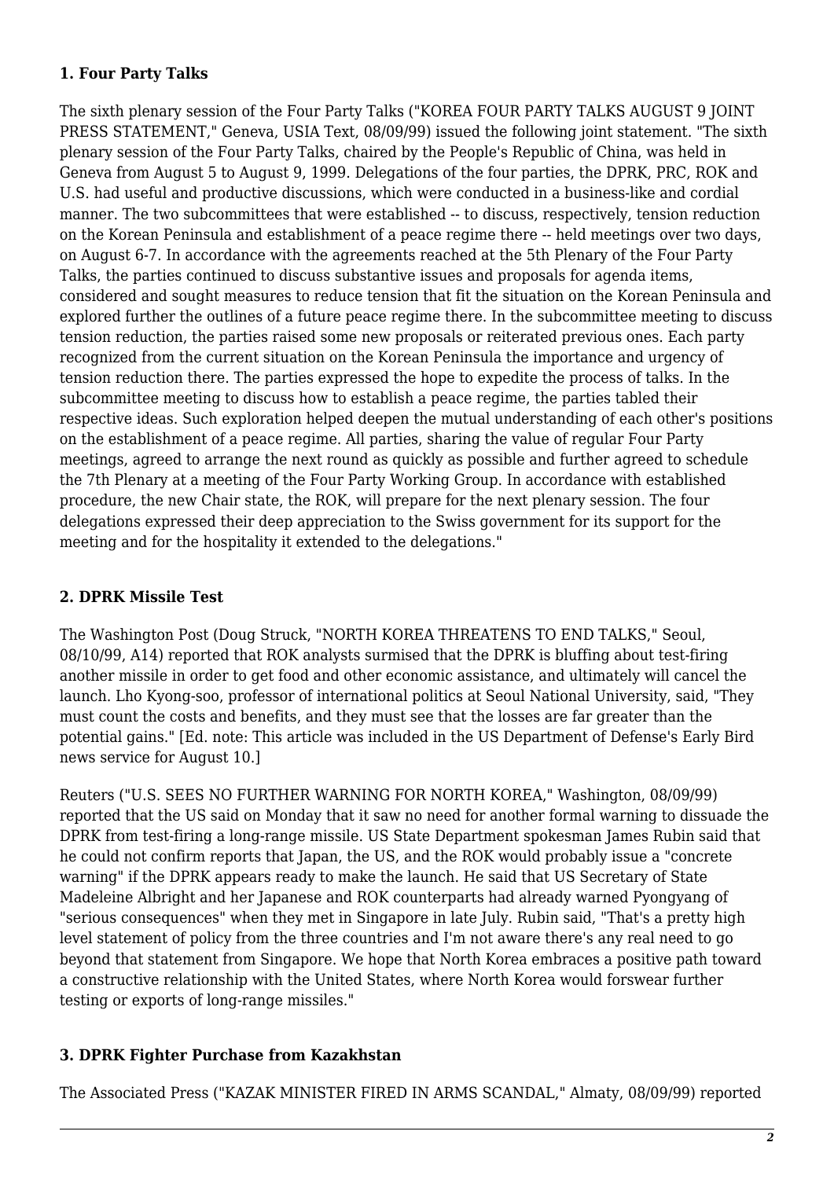### 1. Four Party Talks

The sixth plenary session of the Four Party Talks ("KOREA FOUR PARTY TALKS AUGUST 9 JOINT PRESS STATEMENT," Geneva, USIA Text, 08/09/99) issued the following joint statement. "The sixth plenary session of the Four Party Talks, chaired by the People's Republic of China, was held in Geneva from August 5 to August 9, 1999. Delegations of the four parties, the DPRK, PRC, ROK and U.S. had useful and productive discussions, which were conducted in a business-like and cordial manner. The two subcommittees that were established -- to discuss, respectively, tension reduction on the Korean Peninsula and establishment of a peace regime there -- held meetings over two days, on August 6-7. In accordance with the agreements reached at the 5th Plenary of the Four Party Talks, the parties continued to discuss substantive issues and proposals for agenda items, considered and sought measures to reduce tension that fit the situation on the Korean Peninsula and explored further the outlines of a future peace regime there. In the subcommittee meeting to discuss tension reduction, the parties raised some new proposals or reiterated previous ones. Each party recognized from the current situation on the Korean Peninsula the importance and urgency of tension reduction there. The parties expressed the hope to expedite the process of talks. In the subcommittee meeting to discuss how to establish a peace regime, the parties tabled their respective ideas. Such exploration helped deepen the mutual understanding of each other's positions on the establishment of a peace regime. All parties, sharing the value of regular Four Party meetings, agreed to arrange the next round as quickly as possible and further agreed to schedule the 7th Plenary at a meeting of the Four Party Working Group. In accordance with established procedure, the new Chair state, the ROK, will prepare for the next plenary session. The four delegations expressed their deep appreciation to the Swiss government for its support for the meeting and for the hospitality it extended to the delegations."

### 2. DPRK Missile Test

The Washington Post (Doug Struck, "NORTH KOREA THREATENS TO END TALKS," Seoul, 08/10/99, A14) reported that ROK analysts surmised that the DPRK is bluffing about test-firing another missile in order to get food and other economic assistance, and ultimately will cancel the launch. Lho Kyong-soo, professor of international politics at Seoul National University, said, "They must count the costs and benefits, and they must see that the losses are far greater than the potential gains." [Ed. note: This article was included in the US Department of Defense's Early Bird news service for August 10.]

Reuters ("U.S. SEES NO FURTHER WARNING FOR NORTH KOREA," Washington, 08/09/99) reported that the US said on Monday that it saw no need for another formal warning to dissuade the DPRK from test-firing a long-range missile. US State Department spokesman James Rubin said that he could not confirm reports that Japan, the US, and the ROK would probably issue a "concrete warning" if the DPRK appears ready to make the launch. He said that US Secretary of State Madeleine Albright and her Japanese and ROK counterparts had already warned Pyongyang of "serious consequences" when they met in Singapore in late July. Rubin said, "That's a pretty high level statement of policy from the three countries and I'm not aware there's any real need to go beyond that statement from Singapore. We hope that North Korea embraces a positive path toward a constructive relationship with the United States, where North Korea would forswear further testing or exports of long-range missiles."

### 3. DPRK Fighter Purchase from Kazakhstan

The Associated Press ("KAZAK MINISTER FIRED IN ARMS SCANDAL," Almaty, 08/09/99) reported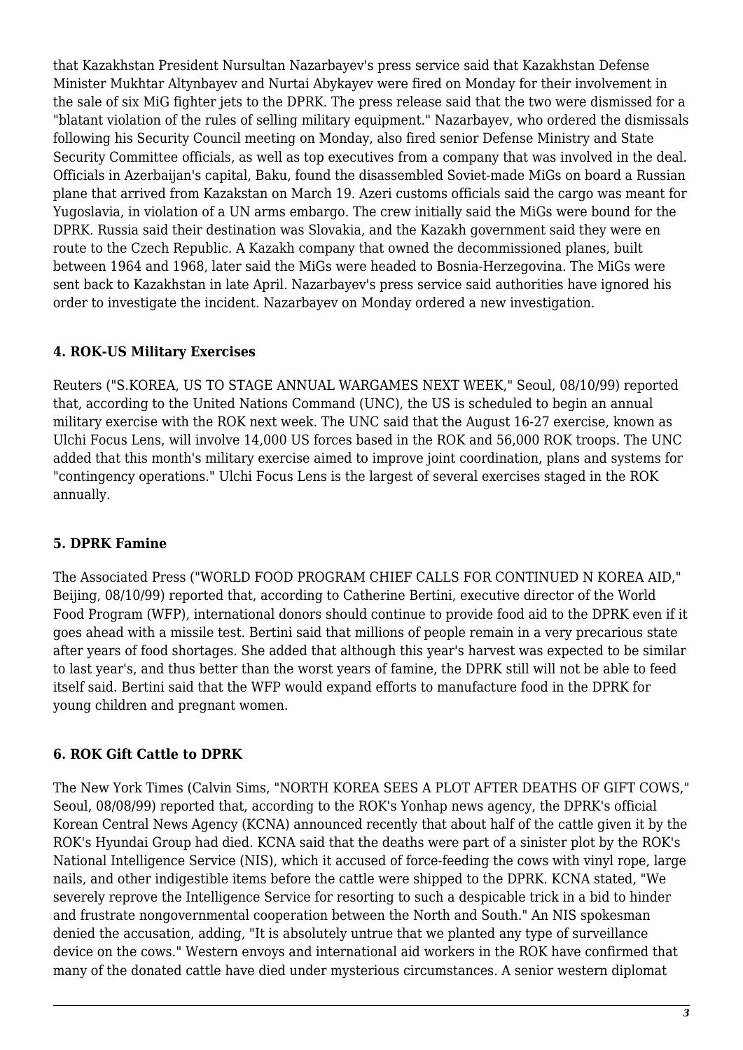that Kazakhstan President Nursultan Nazarbayev's press service said that Kazakhstan Defense Minister Mukhtar Altynbayev and Nurtai Abykayev were fired on Monday for their involvement in the sale of six MiG fighter jets to the DPRK. The press release said that the two were dismissed for a "blatant violation of the rules of selling military equipment." Nazarbayev, who ordered the dismissals following his Security Council meeting on Monday, also fired senior Defense Ministry and State Security Committee officials, as well as top executives from a company that was involved in the deal. Officials in Azerbaijan's capital, Baku, found the disassembled Soviet-made MiGs on board a Russian plane that arrived from Kazakstan on March 19. Azeri customs officials said the cargo was meant for Yugoslavia, in violation of a UN arms embargo. The crew initially said the MiGs were bound for the DPRK. Russia said their destination was Slovakia, and the Kazakh government said they were en route to the Czech Republic. A Kazakh company that owned the decommissioned planes, built between 1964 and 1968, later said the MiGs were headed to Bosnia-Herzegovina. The MiGs were sent back to Kazakhstan in late April. Nazarbayev's press service said authorities have ignored his order to investigate the incident. Nazarbayev on Monday ordered a new investigation.

#### 4. ROK-US Military Exercises

Reuters ("S.KOREA, US TO STAGE ANNUAL WARGAMES NEXT WEEK," Seoul, 08/10/99) reported that, according to the United Nations Command (UNC), the US is scheduled to begin an annual military exercise with the ROK next week. The UNC said that the August 16-27 exercise, known as Ulchi Focus Lens, will involve 14,000 US forces based in the ROK and 56,000 ROK troops. The UNC added that this month's military exercise aimed to improve joint coordination, plans and systems for "contingency operations." Ulchi Focus Lens is the largest of several exercises staged in the ROK annually.

#### 5. DPRK Famine

The Associated Press ("WORLD FOOD PROGRAM CHIEF CALLS FOR CONTINUED N KOREA AID," Beijing, 08/10/99) reported that, according to Catherine Bertini, executive director of the World Food Program (WFP), international donors should continue to provide food aid to the DPRK even if it goes ahead with a missile test. Bertini said that millions of people remain in a very precarious state after years of food shortages. She added that although this year's harvest was expected to be similar to last year's, and thus better than the worst years of famine, the DPRK still will not be able to feed itself said. Bertini said that the WFP would expand efforts to manufacture food in the DPRK for young children and pregnant women.

#### 6. ROK Gift Cattle to DPRK

The New York Times (Calvin Sims, "NORTH KOREA SEES A PLOT AFTER DEATHS OF GIFT COWS," Seoul, 08/08/99) reported that, according to the ROK's Yonhap news agency, the DPRK's official Korean Central News Agency (KCNA) announced recently that about half of the cattle given it by the ROK's Hyundai Group had died. KCNA said that the deaths were part of a sinister plot by the ROK's National Intelligence Service (NIS), which it accused of force-feeding the cows with vinyl rope, large nails, and other indigestible items before the cattle were shipped to the DPRK. KCNA stated, "We severely reprove the Intelligence Service for resorting to such a despicable trick in a bid to hinder and frustrate nongovernmental cooperation between the North and South." An NIS spokesman denied the accusation, adding, "It is absolutely untrue that we planted any type of surveillance device on the cows." Western envoys and international aid workers in the ROK have confirmed that many of the donated cattle have died under mysterious circumstances. A senior western diplomat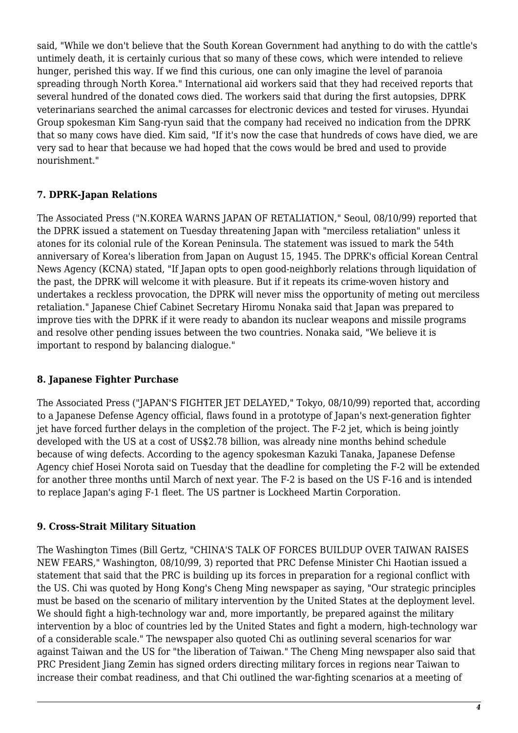said, "While we don't believe that the South Korean Government had anything to do with the cattle's untimely death, it is certainly curious that so many of these cows, which were intended to relieve hunger, perished this way. If we find this curious, one can only imagine the level of paranoia spreading through North Korea." International aid workers said that they had received reports that several hundred of the donated cows died. The workers said that during the first autopsies, DPRK veterinarians searched the animal carcasses for electronic devices and tested for viruses. Hyundai Group spokesman Kim Sang-ryun said that the company had received no indication from the DPRK that so many cows have died. Kim said, "If it's now the case that hundreds of cows have died, we are very sad to hear that because we had hoped that the cows would be bred and used to provide nourishment."

### 7. DPRK-Japan Relations

The Associated Press ("N.KOREA WARNS JAPAN OF RETALIATION," Seoul, 08/10/99) reported that the DPRK issued a statement on Tuesday threatening Japan with "merciless retaliation" unless it atones for its colonial rule of the Korean Peninsula. The statement was issued to mark the 54th anniversary of Korea's liberation from Japan on August 15, 1945. The DPRK's official Korean Central News Agency (KCNA) stated, "If Japan opts to open good-neighborly relations through liquidation of the past, the DPRK will welcome it with pleasure. But if it repeats its crime-woven history and undertakes a reckless provocation, the DPRK will never miss the opportunity of meting out merciless retaliation." Japanese Chief Cabinet Secretary Hiromu Nonaka said that Japan was prepared to improve ties with the DPRK if it were ready to abandon its nuclear weapons and missile programs and resolve other pending issues between the two countries. Nonaka said, "We believe it is important to respond by balancing dialogue."

### 8. Japanese Fighter Purchase

The Associated Press ("JAPAN'S FIGHTER JET DELAYED," Tokyo, 08/10/99) reported that, according to a Japanese Defense Agency official, flaws found in a prototype of Japan's next-generation fighter jet have forced further delays in the completion of the project. The F-2 jet, which is being jointly developed with the US at a cost of US$2.78 billion, was already nine months behind schedule because of wing defects. According to the agency spokesman Kazuki Tanaka, Japanese Defense Agency chief Hosei Norota said on Tuesday that the deadline for completing the F-2 will be extended for another three months until March of next year. The F-2 is based on the US F-16 and is intended to replace Japan's aging F-1 fleet. The US partner is Lockheed Martin Corporation.

### 9. Cross-Strait Military Situation

The Washington Times (Bill Gertz, "CHINA'S TALK OF FORCES BUILDUP OVER TAIWAN RAISES NEW FEARS," Washington, 08/10/99, 3) reported that PRC Defense Minister Chi Haotian issued a statement that said that the PRC is building up its forces in preparation for a regional conflict with the US. Chi was quoted by Hong Kong's Cheng Ming newspaper as saying, "Our strategic principles must be based on the scenario of military intervention by the United States at the deployment level. We should fight a high-technology war and, more importantly, be prepared against the military intervention by a bloc of countries led by the United States and fight a modern, high-technology war of a considerable scale." The newspaper also quoted Chi as outlining several scenarios for war against Taiwan and the US for "the liberation of Taiwan." The Cheng Ming newspaper also said that PRC President Jiang Zemin has signed orders directing military forces in regions near Taiwan to increase their combat readiness, and that Chi outlined the war-fighting scenarios at a meeting of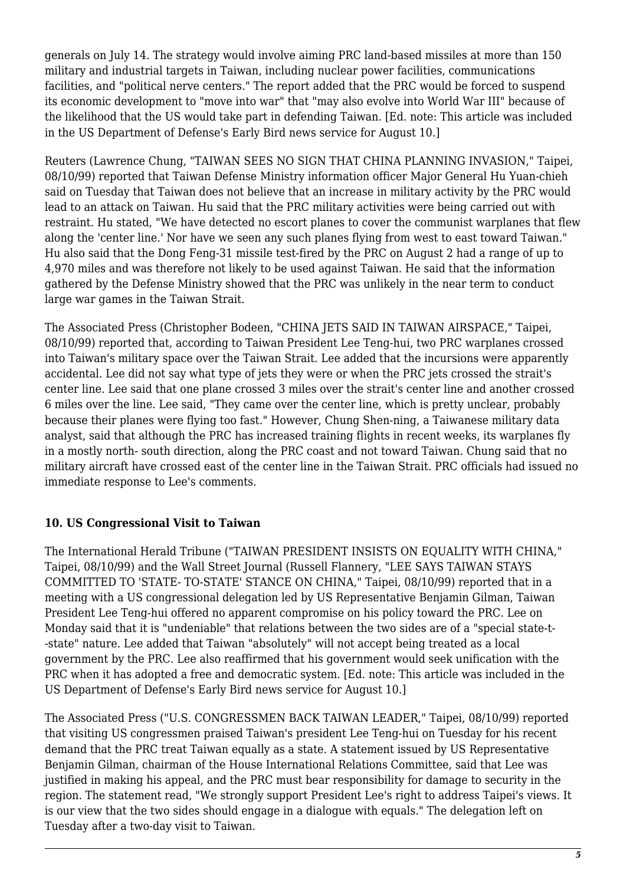generals on July 14. The strategy would involve aiming PRC land-based missiles at more than 150 military and industrial targets in Taiwan, including nuclear power facilities, communications facilities, and "political nerve centers." The report added that the PRC would be forced to suspend its economic development to "move into war" that "may also evolve into World War III" because of the likelihood that the US would take part in defending Taiwan. [Ed. note: This article was included in the US Department of Defense's Early Bird news service for August 10.]

Reuters (Lawrence Chung, "TAIWAN SEES NO SIGN THAT CHINA PLANNING INVASION," Taipei, 08/10/99) reported that Taiwan Defense Ministry information officer Major General Hu Yuan-chieh said on Tuesday that Taiwan does not believe that an increase in military activity by the PRC would lead to an attack on Taiwan. Hu said that the PRC military activities were being carried out with restraint. Hu stated, "We have detected no escort planes to cover the communist warplanes that flew along the 'center line.' Nor have we seen any such planes flying from west to east toward Taiwan." Hu also said that the Dong Feng-31 missile test-fired by the PRC on August 2 had a range of up to 4,970 miles and was therefore not likely to be used against Taiwan. He said that the information gathered by the Defense Ministry showed that the PRC was unlikely in the near term to conduct large war games in the Taiwan Strait.

The Associated Press (Christopher Bodeen, "CHINA JETS SAID IN TAIWAN AIRSPACE," Taipei, 08/10/99) reported that, according to Taiwan President Lee Teng-hui, two PRC warplanes crossed into Taiwan's military space over the Taiwan Strait. Lee added that the incursions were apparently accidental. Lee did not say what type of jets they were or when the PRC jets crossed the strait's center line. Lee said that one plane crossed 3 miles over the strait's center line and another crossed 6 miles over the line. Lee said, "They came over the center line, which is pretty unclear, probably because their planes were flying too fast." However, Chung Shen-ning, a Taiwanese military data analyst, said that although the PRC has increased training flights in recent weeks, its warplanes fly in a mostly north- south direction, along the PRC coast and not toward Taiwan. Chung said that no military aircraft have crossed east of the center line in the Taiwan Strait. PRC officials had issued no immediate response to Lee's comments.

### 10. US Congressional Visit to Taiwan

The International Herald Tribune ("TAIWAN PRESIDENT INSISTS ON EQUALITY WITH CHINA," Taipei, 08/10/99) and the Wall Street Journal (Russell Flannery, "LEE SAYS TAIWAN STAYS COMMITTED TO 'STATE- TO-STATE' STANCE ON CHINA," Taipei, 08/10/99) reported that in a meeting with a US congressional delegation led by US Representative Benjamin Gilman, Taiwan President Lee Teng-hui offered no apparent compromise on his policy toward the PRC. Lee on Monday said that it is "undeniable" that relations between the two sides are of a "special state-t--state" nature. Lee added that Taiwan "absolutely" will not accept being treated as a local government by the PRC. Lee also reaffirmed that his government would seek unification with the PRC when it has adopted a free and democratic system. [Ed. note: This article was included in the US Department of Defense's Early Bird news service for August 10.]

The Associated Press ("U.S. CONGRESSMEN BACK TAIWAN LEADER," Taipei, 08/10/99) reported that visiting US congressmen praised Taiwan's president Lee Teng-hui on Tuesday for his recent demand that the PRC treat Taiwan equally as a state. A statement issued by US Representative Benjamin Gilman, chairman of the House International Relations Committee, said that Lee was justified in making his appeal, and the PRC must bear responsibility for damage to security in the region. The statement read, "We strongly support President Lee's right to address Taipei's views. It is our view that the two sides should engage in a dialogue with equals." The delegation left on Tuesday after a two-day visit to Taiwan.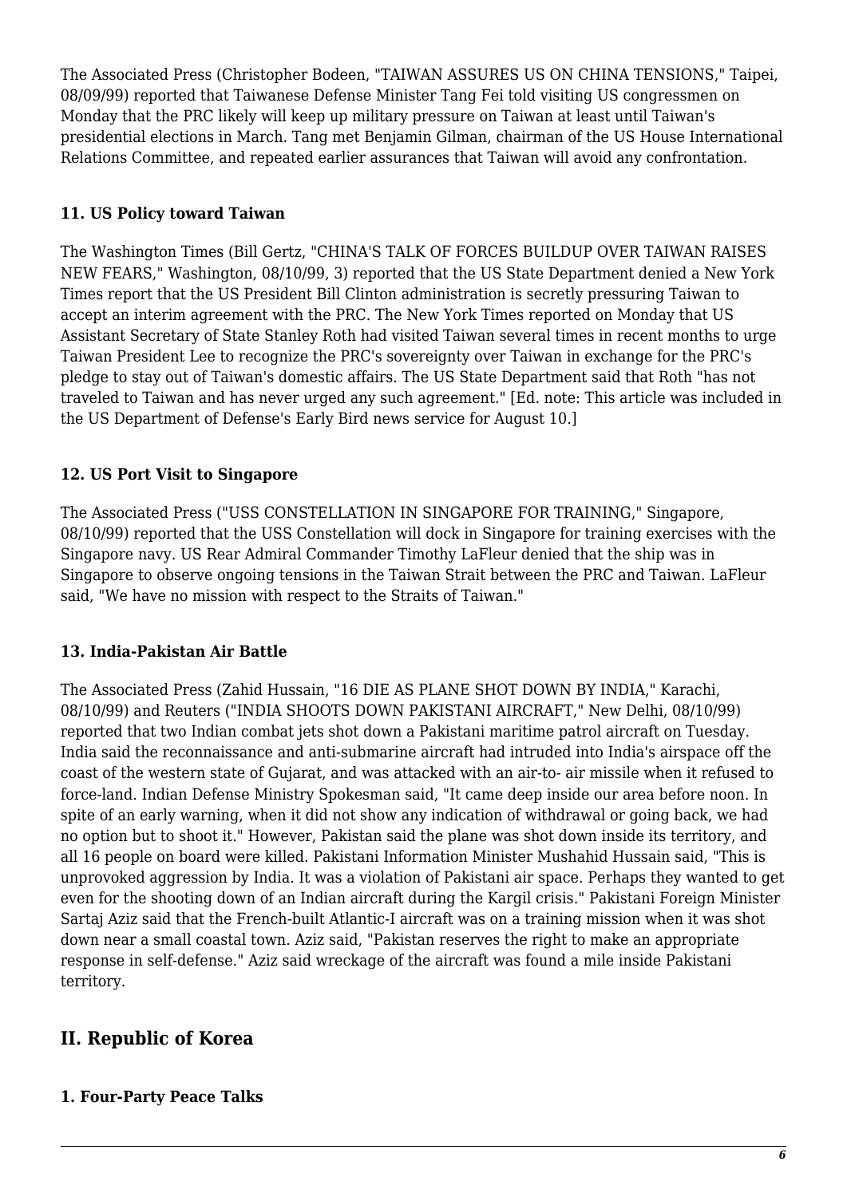The Associated Press (Christopher Bodeen, "TAIWAN ASSURES US ON CHINA TENSIONS," Taipei, 08/09/99) reported that Taiwanese Defense Minister Tang Fei told visiting US congressmen on Monday that the PRC likely will keep up military pressure on Taiwan at least until Taiwan's presidential elections in March. Tang met Benjamin Gilman, chairman of the US House International Relations Committee, and repeated earlier assurances that Taiwan will avoid any confrontation.

### 11. US Policy toward Taiwan

The Washington Times (Bill Gertz, "CHINA'S TALK OF FORCES BUILDUP OVER TAIWAN RAISES NEW FEARS," Washington, 08/10/99, 3) reported that the US State Department denied a New York Times report that the US President Bill Clinton administration is secretly pressuring Taiwan to accept an interim agreement with the PRC. The New York Times reported on Monday that US Assistant Secretary of State Stanley Roth had visited Taiwan several times in recent months to urge Taiwan President Lee to recognize the PRC's sovereignty over Taiwan in exchange for the PRC's pledge to stay out of Taiwan's domestic affairs. The US State Department said that Roth "has not traveled to Taiwan and has never urged any such agreement." [Ed. note: This article was included in the US Department of Defense's Early Bird news service for August 10.]

### 12. US Port Visit to Singapore

The Associated Press ("USS CONSTELLATION IN SINGAPORE FOR TRAINING," Singapore, 08/10/99) reported that the USS Constellation will dock in Singapore for training exercises with the Singapore navy. US Rear Admiral Commander Timothy LaFleur denied that the ship was in Singapore to observe ongoing tensions in the Taiwan Strait between the PRC and Taiwan. LaFleur said, "We have no mission with respect to the Straits of Taiwan."

### 13. India-Pakistan Air Battle

The Associated Press (Zahid Hussain, "16 DIE AS PLANE SHOT DOWN BY INDIA," Karachi, 08/10/99) and Reuters ("INDIA SHOOTS DOWN PAKISTANI AIRCRAFT," New Delhi, 08/10/99) reported that two Indian combat jets shot down a Pakistani maritime patrol aircraft on Tuesday. India said the reconnaissance and anti-submarine aircraft had intruded into India's airspace off the coast of the western state of Gujarat, and was attacked with an air-to- air missile when it refused to force-land. Indian Defense Ministry Spokesman said, "It came deep inside our area before noon. In spite of an early warning, when it did not show any indication of withdrawal or going back, we had no option but to shoot it." However, Pakistan said the plane was shot down inside its territory, and all 16 people on board were killed. Pakistani Information Minister Mushahid Hussain said, "This is unprovoked aggression by India. It was a violation of Pakistani air space. Perhaps they wanted to get even for the shooting down of an Indian aircraft during the Kargil crisis." Pakistani Foreign Minister Sartaj Aziz said that the French-built Atlantic-I aircraft was on a training mission when it was shot down near a small coastal town. Aziz said, "Pakistan reserves the right to make an appropriate response in self-defense." Aziz said wreckage of the aircraft was found a mile inside Pakistani territory.

## II. Republic of Korea

### 1. Four-Party Peace Talks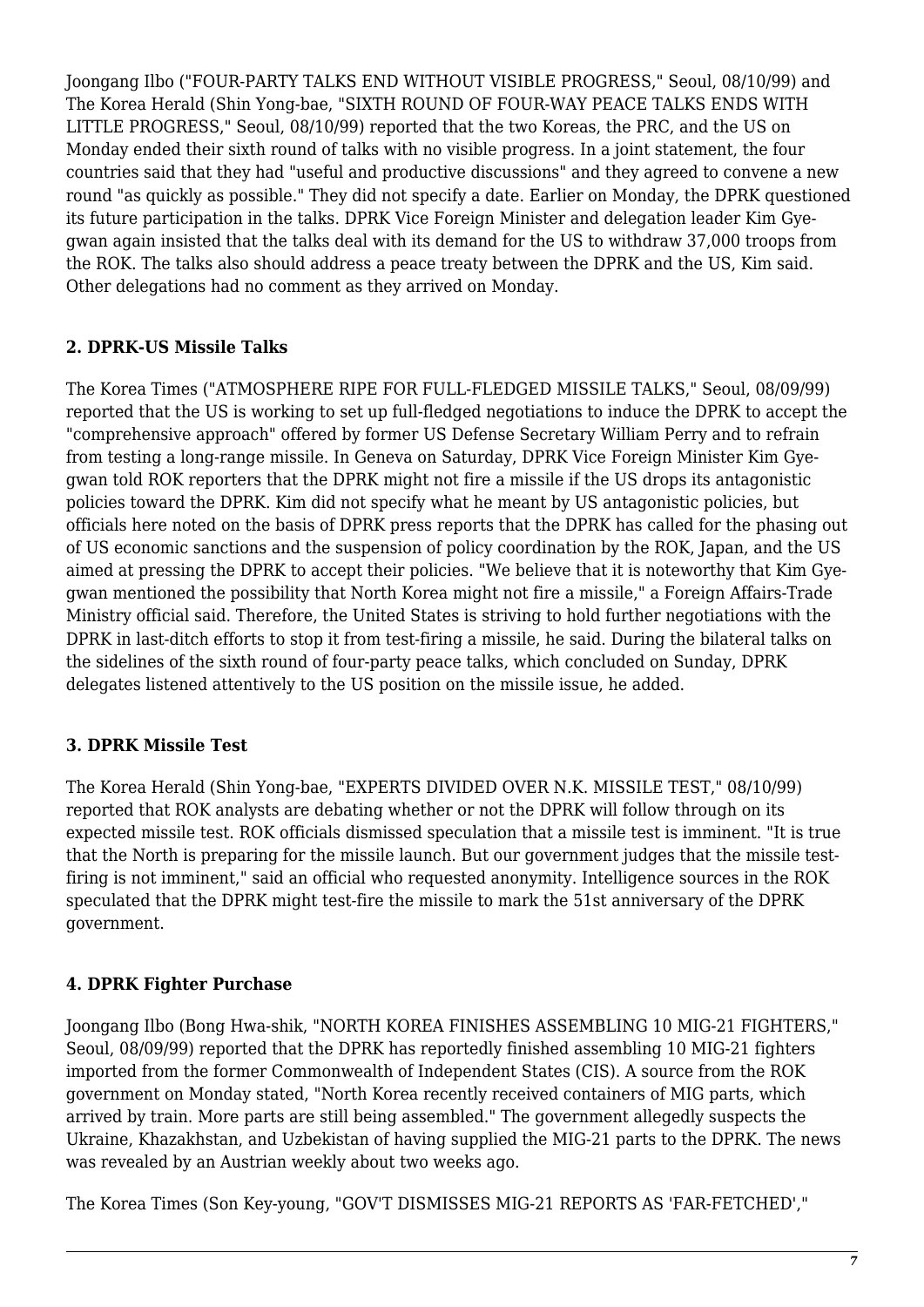Joongang Ilbo ("FOUR-PARTY TALKS END WITHOUT VISIBLE PROGRESS," Seoul, 08/10/99) and The Korea Herald (Shin Yong-bae, "SIXTH ROUND OF FOUR-WAY PEACE TALKS ENDS WITH LITTLE PROGRESS," Seoul, 08/10/99) reported that the two Koreas, the PRC, and the US on Monday ended their sixth round of talks with no visible progress. In a joint statement, the four countries said that they had "useful and productive discussions" and they agreed to convene a new round "as quickly as possible." They did not specify a date. Earlier on Monday, the DPRK questioned its future participation in the talks. DPRK Vice Foreign Minister and delegation leader Kim Gye-gwan again insisted that the talks deal with its demand for the US to withdraw 37,000 troops from the ROK. The talks also should address a peace treaty between the DPRK and the US, Kim said. Other delegations had no comment as they arrived on Monday.

### 2. DPRK-US Missile Talks

The Korea Times ("ATMOSPHERE RIPE FOR FULL-FLEDGED MISSILE TALKS," Seoul, 08/09/99) reported that the US is working to set up full-fledged negotiations to induce the DPRK to accept the "comprehensive approach" offered by former US Defense Secretary William Perry and to refrain from testing a long-range missile. In Geneva on Saturday, DPRK Vice Foreign Minister Kim Gye-gwan told ROK reporters that the DPRK might not fire a missile if the US drops its antagonistic policies toward the DPRK. Kim did not specify what he meant by US antagonistic policies, but officials here noted on the basis of DPRK press reports that the DPRK has called for the phasing out of US economic sanctions and the suspension of policy coordination by the ROK, Japan, and the US aimed at pressing the DPRK to accept their policies. "We believe that it is noteworthy that Kim Gye-gwan mentioned the possibility that North Korea might not fire a missile," a Foreign Affairs-Trade Ministry official said. Therefore, the United States is striving to hold further negotiations with the DPRK in last-ditch efforts to stop it from test-firing a missile, he said. During the bilateral talks on the sidelines of the sixth round of four-party peace talks, which concluded on Sunday, DPRK delegates listened attentively to the US position on the missile issue, he added.

### 3. DPRK Missile Test

The Korea Herald (Shin Yong-bae, "EXPERTS DIVIDED OVER N.K. MISSILE TEST," 08/10/99) reported that ROK analysts are debating whether or not the DPRK will follow through on its expected missile test. ROK officials dismissed speculation that a missile test is imminent. "It is true that the North is preparing for the missile launch. But our government judges that the missile test-firing is not imminent," said an official who requested anonymity. Intelligence sources in the ROK speculated that the DPRK might test-fire the missile to mark the 51st anniversary of the DPRK government.

### 4. DPRK Fighter Purchase

Joongang Ilbo (Bong Hwa-shik, "NORTH KOREA FINISHES ASSEMBLING 10 MIG-21 FIGHTERS," Seoul, 08/09/99) reported that the DPRK has reportedly finished assembling 10 MIG-21 fighters imported from the former Commonwealth of Independent States (CIS). A source from the ROK government on Monday stated, "North Korea recently received containers of MIG parts, which arrived by train. More parts are still being assembled." The government allegedly suspects the Ukraine, Khazakhstan, and Uzbekistan of having supplied the MIG-21 parts to the DPRK. The news was revealed by an Austrian weekly about two weeks ago.

The Korea Times (Son Key-young, "GOV'T DISMISSES MIG-21 REPORTS AS 'FAR-FETCHED',"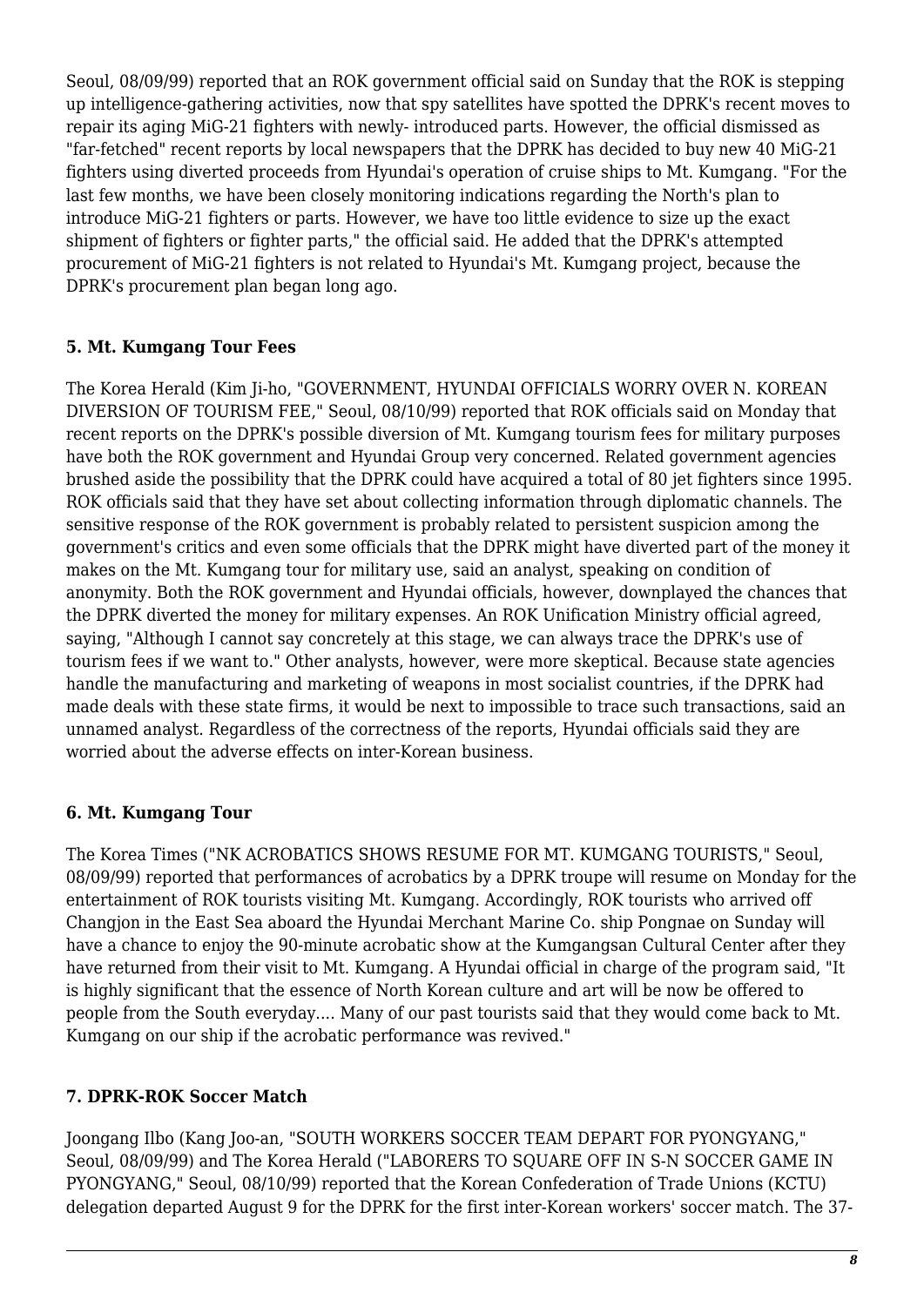Seoul, 08/09/99) reported that an ROK government official said on Sunday that the ROK is stepping up intelligence-gathering activities, now that spy satellites have spotted the DPRK's recent moves to repair its aging MiG-21 fighters with newly- introduced parts. However, the official dismissed as "far-fetched" recent reports by local newspapers that the DPRK has decided to buy new 40 MiG-21 fighters using diverted proceeds from Hyundai's operation of cruise ships to Mt. Kumgang. "For the last few months, we have been closely monitoring indications regarding the North's plan to introduce MiG-21 fighters or parts. However, we have too little evidence to size up the exact shipment of fighters or fighter parts," the official said. He added that the DPRK's attempted procurement of MiG-21 fighters is not related to Hyundai's Mt. Kumgang project, because the DPRK's procurement plan began long ago.

### 5. Mt. Kumgang Tour Fees

The Korea Herald (Kim Ji-ho, "GOVERNMENT, HYUNDAI OFFICIALS WORRY OVER N. KOREAN DIVERSION OF TOURISM FEE," Seoul, 08/10/99) reported that ROK officials said on Monday that recent reports on the DPRK's possible diversion of Mt. Kumgang tourism fees for military purposes have both the ROK government and Hyundai Group very concerned. Related government agencies brushed aside the possibility that the DPRK could have acquired a total of 80 jet fighters since 1995. ROK officials said that they have set about collecting information through diplomatic channels. The sensitive response of the ROK government is probably related to persistent suspicion among the government's critics and even some officials that the DPRK might have diverted part of the money it makes on the Mt. Kumgang tour for military use, said an analyst, speaking on condition of anonymity. Both the ROK government and Hyundai officials, however, downplayed the chances that the DPRK diverted the money for military expenses. An ROK Unification Ministry official agreed, saying, "Although I cannot say concretely at this stage, we can always trace the DPRK's use of tourism fees if we want to." Other analysts, however, were more skeptical. Because state agencies handle the manufacturing and marketing of weapons in most socialist countries, if the DPRK had made deals with these state firms, it would be next to impossible to trace such transactions, said an unnamed analyst. Regardless of the correctness of the reports, Hyundai officials said they are worried about the adverse effects on inter-Korean business.

### 6. Mt. Kumgang Tour

The Korea Times ("NK ACROBATICS SHOWS RESUME FOR MT. KUMGANG TOURISTS," Seoul, 08/09/99) reported that performances of acrobatics by a DPRK troupe will resume on Monday for the entertainment of ROK tourists visiting Mt. Kumgang. Accordingly, ROK tourists who arrived off Changjon in the East Sea aboard the Hyundai Merchant Marine Co. ship Pongnae on Sunday will have a chance to enjoy the 90-minute acrobatic show at the Kumgangsan Cultural Center after they have returned from their visit to Mt. Kumgang. A Hyundai official in charge of the program said, "It is highly significant that the essence of North Korean culture and art will be now be offered to people from the South everyday.... Many of our past tourists said that they would come back to Mt. Kumgang on our ship if the acrobatic performance was revived."

### 7. DPRK-ROK Soccer Match

Joongang Ilbo (Kang Joo-an, "SOUTH WORKERS SOCCER TEAM DEPART FOR PYONGYANG," Seoul, 08/09/99) and The Korea Herald ("LABORERS TO SQUARE OFF IN S-N SOCCER GAME IN PYONGYANG," Seoul, 08/10/99) reported that the Korean Confederation of Trade Unions (KCTU) delegation departed August 9 for the DPRK for the first inter-Korean workers' soccer match. The 37-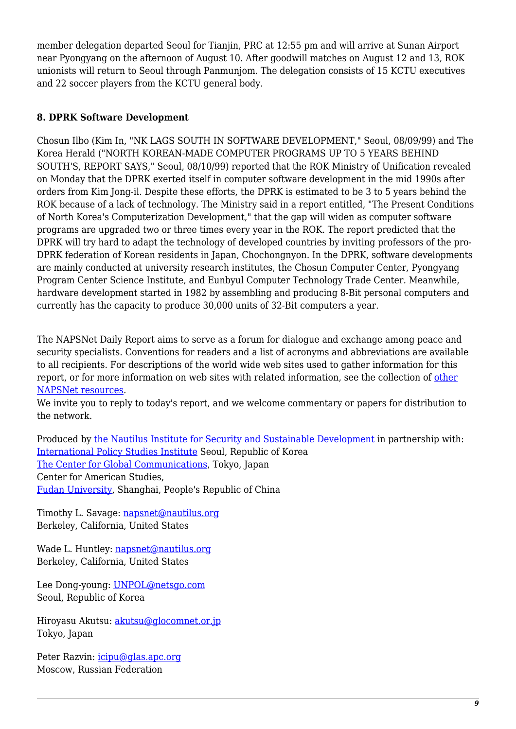member delegation departed Seoul for Tianjin, PRC at 12:55 pm and will arrive at Sunan Airport near Pyongyang on the afternoon of August 10. After goodwill matches on August 12 and 13, ROK unionists will return to Seoul through Panmunjom. The delegation consists of 15 KCTU executives and 22 soccer players from the KCTU general body.

**8. DPRK Software Development**

Chosun Ilbo (Kim In, "NK LAGS SOUTH IN SOFTWARE DEVELOPMENT," Seoul, 08/09/99) and The Korea Herald ("NORTH KOREAN-MADE COMPUTER PROGRAMS UP TO 5 YEARS BEHIND SOUTH'S, REPORT SAYS," Seoul, 08/10/99) reported that the ROK Ministry of Unification revealed on Monday that the DPRK exerted itself in computer software development in the mid 1990s after orders from Kim Jong-il. Despite these efforts, the DPRK is estimated to be 3 to 5 years behind the ROK because of a lack of technology. The Ministry said in a report entitled, "The Present Conditions of North Korea's Computerization Development," that the gap will widen as computer software programs are upgraded two or three times every year in the ROK. The report predicted that the DPRK will try hard to adapt the technology of developed countries by inviting professors of the pro-DPRK federation of Korean residents in Japan, Chochongnyon. In the DPRK, software developments are mainly conducted at university research institutes, the Chosun Computer Center, Pyongyang Program Center Science Institute, and Eunbyul Computer Technology Trade Center. Meanwhile, hardware development started in 1982 by assembling and producing 8-Bit personal computers and currently has the capacity to produce 30,000 units of 32-Bit computers a year.

The NAPSNet Daily Report aims to serve as a forum for dialogue and exchange among peace and security specialists. Conventions for readers and a list of acronyms and abbreviations are available to all recipients. For descriptions of the world wide web sites used to gather information for this report, or for more information on web sites with related information, see the collection of other NAPSNet resources.
We invite you to reply to today's report, and we welcome commentary or papers for distribution to the network.

Produced by the Nautilus Institute for Security and Sustainable Development in partnership with:
International Policy Studies Institute Seoul, Republic of Korea
The Center for Global Communications, Tokyo, Japan
Center for American Studies,
Fudan University, Shanghai, People's Republic of China

Timothy L. Savage: napsnet@nautilus.org
Berkeley, California, United States

Wade L. Huntley: napsnet@nautilus.org
Berkeley, California, United States

Lee Dong-young: UNPOL@netsgo.com
Seoul, Republic of Korea

Hiroyasu Akutsu: akutsu@glocomnet.or.jp
Tokyo, Japan

Peter Razvin: icipu@glas.apc.org
Moscow, Russian Federation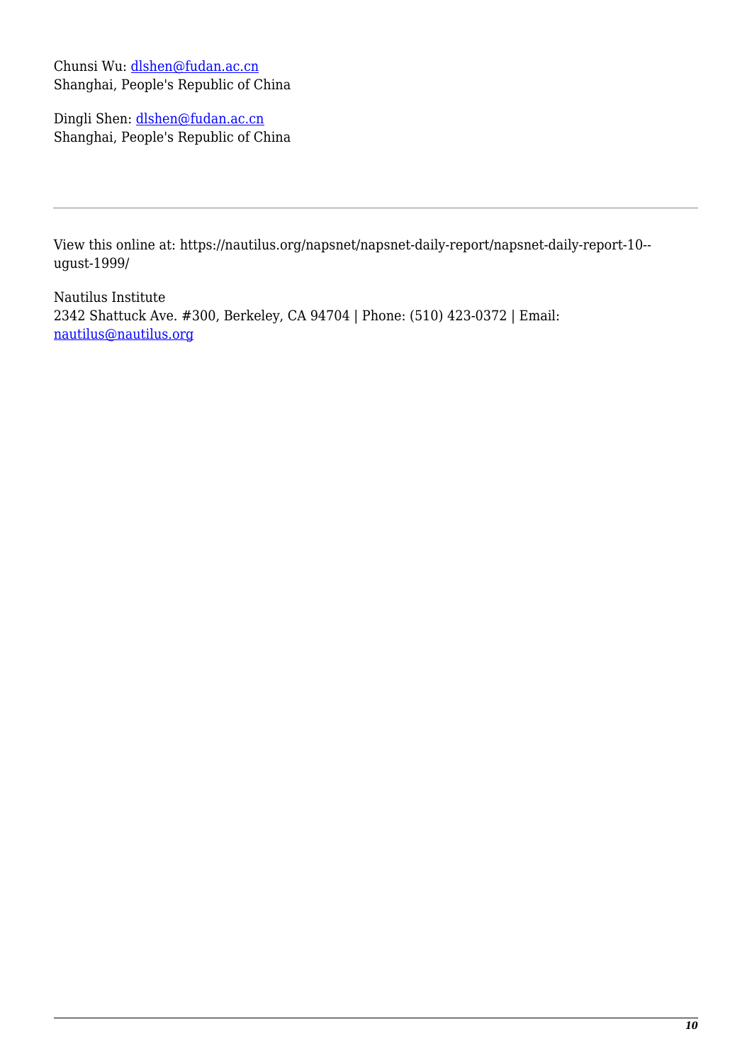Chunsi Wu: [dlshen@fudan.ac.cn](mailto:dlshen@fudan.ac.cn)
Shanghai, People's Republic of China

Dingli Shen: [dlshen@fudan.ac.cn](mailto:dlshen@fudan.ac.cn)
Shanghai, People's Republic of China

---

View this online at: https://nautilus.org/napsnet/napsnet-daily-report/napsnet-daily-report-10--ugust-1999/

Nautilus Institute
2342 Shattuck Ave. #300, Berkeley, CA 94704 | Phone: (510) 423-0372 | Email: [nautilus@nautilus.org](mailto:nautilus@nautilus.org)